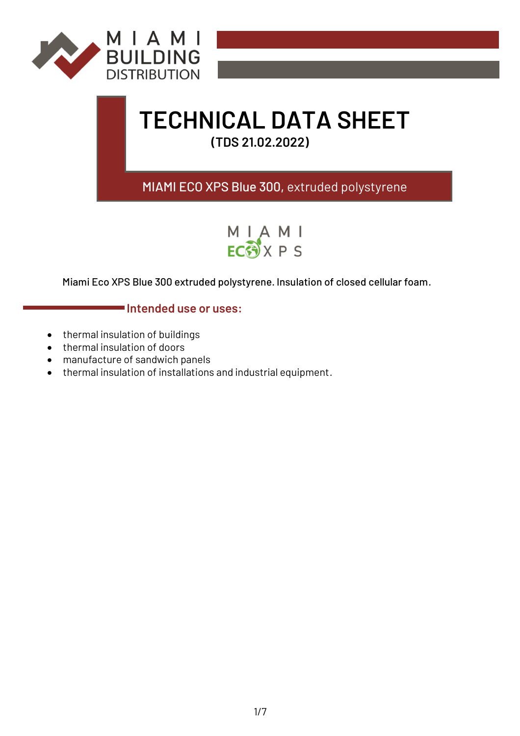MIAMI BUILDING DISTRIBUTION

# TECHNICAL DATA SHEET

**(TDS 21.02.2022)**

## MIAMI ECO XPS Blue 300, extruded polystyrene

MIAMI ECO XPS

Miami Eco XPS Blue 300 extruded polystyrene. Insulation of closed cellular foam.

## Intended use or uses:

- thermal insulation of buildings
- thermal insulation of doors
- manufacture of sandwich panels
- thermal insulation of installations and industrial equipment.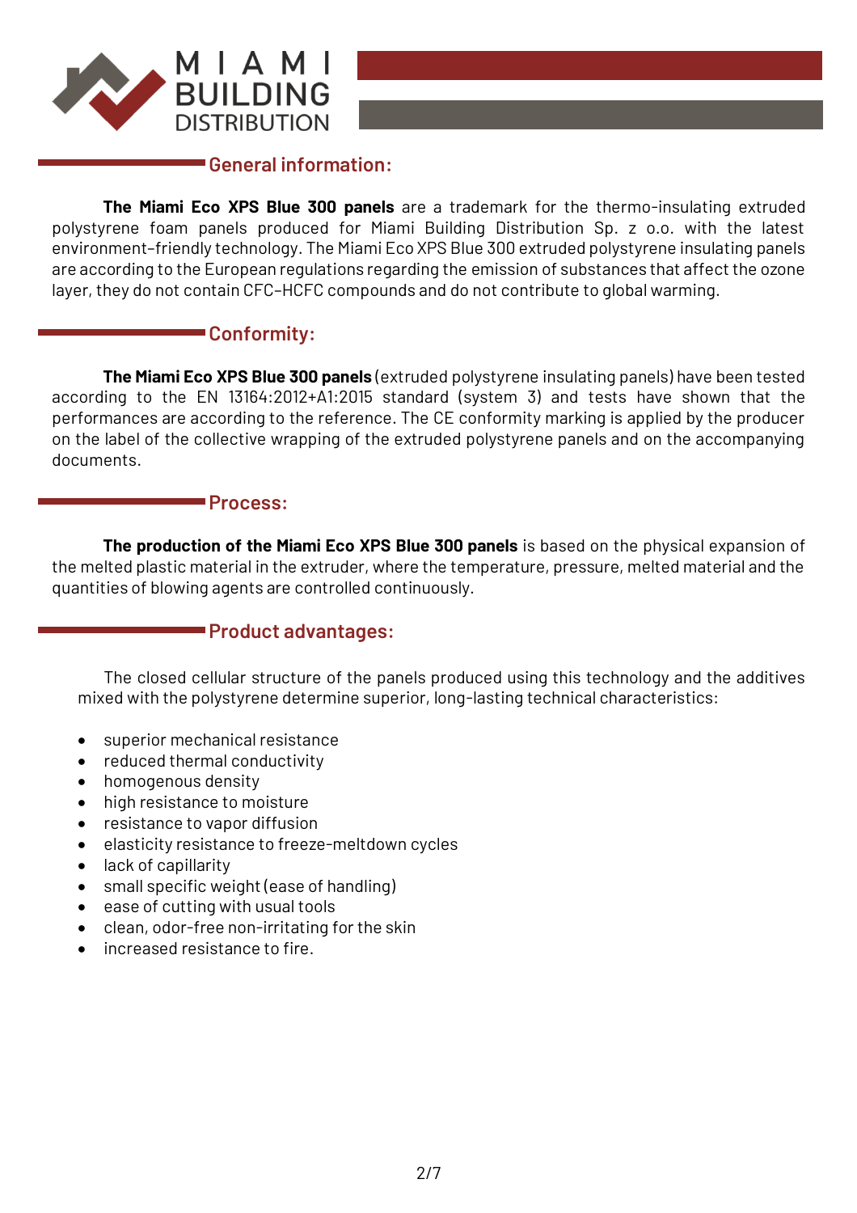## General information:

**The Miami Eco XPS Blue 300 panels** are a trademark for the thermo-insulating extruded polystyrene foam panels produced for Miami Building Distribution Sp. z o.o. with the latest environment-friendly technology. The Miami Eco XPS Blue 300 extruded polystyrene insulating panels are according to the European regulations regarding the emission of substances that affect the ozone layer, they do not contain CFC-HCFC compounds and do not contribute to global warming.

## Conformity:

**The Miami Eco XPS Blue 300 panels** (extruded polystyrene insulating panels) have been tested according to the EN 13164:2012+A1:2015 standard (system 3) and tests have shown that the performances are according to the reference. The CE conformity marking is applied by the producer on the label of the collective wrapping of the extruded polystyrene panels and on the accompanying documents.

## Process:

**The production of the Miami Eco XPS Blue 300 panels** is based on the physical expansion of the melted plastic material in the extruder, where the temperature, pressure, melted material and the quantities of blowing agents are controlled continuously.

## Product advantages:

The closed cellular structure of the panels produced using this technology and the additives mixed with the polystyrene determine superior, long-lasting technical characteristics:

- superior mechanical resistance
- reduced thermal conductivity
- homogenous density
- high resistance to moisture
- resistance to vapor diffusion
- elasticity resistance to freeze-meltdown cycles
- lack of capillarity
- small specific weight (ease of handling)
- ease of cutting with usual tools
- clean, odor-free non-irritating for the skin
- increased resistance to fire.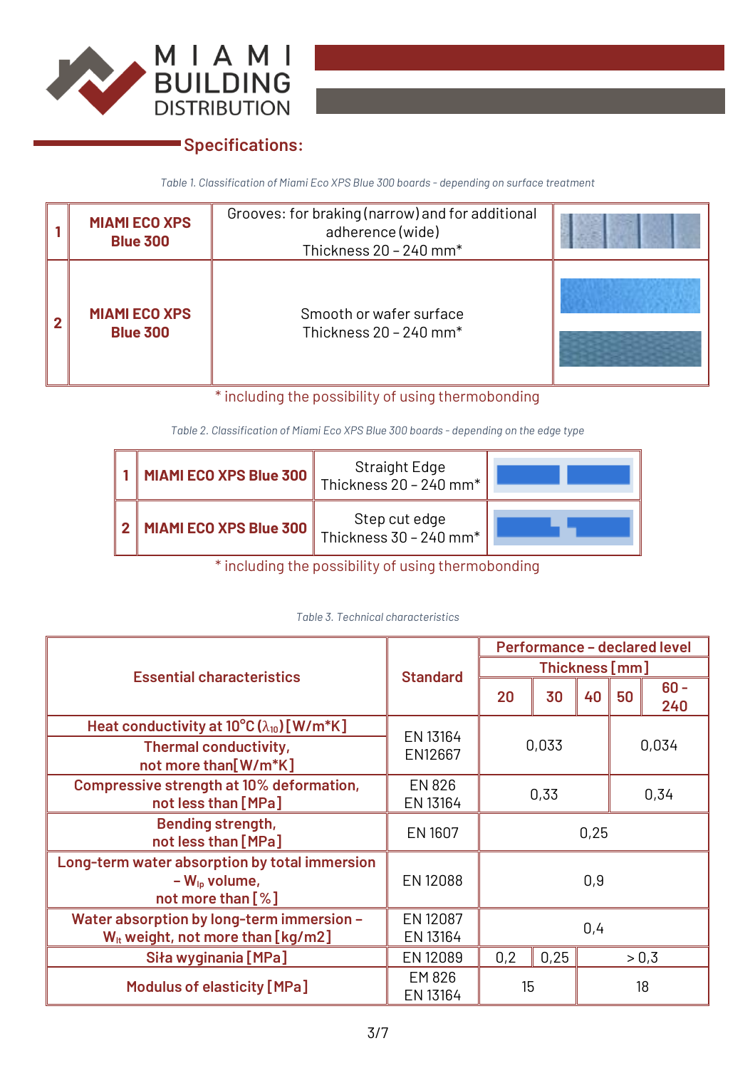## Specifications:

*Table 1. Classification of Miami Eco XPS Blue 300 boards - depending on surface treatment*

| | | | |
|---|---|---|---|
| 1 | **MIAMI ECO XPS Blue 300** | Grooves: for braking (narrow) and for additional adherence (wide)<br>Thickness 20 – 240 mm* | |
| 2 | **MIAMI ECO XPS Blue 300** | Smooth or wafer surface<br>Thickness 20 – 240 mm* | |

\* including the possibility of using thermobonding

*Table 2. Classification of Miami Eco XPS Blue 300 boards - depending on the edge type*

| | | | |
|---|---|---|---|
| 1 | **MIAMI ECO XPS Blue 300** | Straight Edge<br>Thickness 20 – 240 mm* | |
| 2 | **MIAMI ECO XPS Blue 300** | Step cut edge<br>Thickness 30 – 240 mm* | |

\* including the possibility of using thermobonding

*Table 3. Technical characteristics*

| Essential characteristics | Standard | Performance – declared level | | | | |
|---|---|---|---|---|---|---|
| | | Thickness [mm] | | | | |
| | | 20 | 30 | 40 | 50 | 60 - 240 |
| Heat conductivity at 10°C ($\lambda_{10}$) [W/m*K]<br>Thermal conductivity, not more than[W/m*K] | EN 13164<br>EN12667 | 0,033 | | | 0,034 | |
| Compressive strength at 10% deformation, not less than [MPa] | EN 826<br>EN 13164 | 0,33 | | | 0,34 | |
| Bending strength, not less than [MPa] | EN 1607 | 0,25 | | | | |
| Long-term water absorption by total immersion – $W_{lp}$ volume, not more than [%] | EN 12088 | 0,9 | | | | |
| Water absorption by long-term immersion – $W_{lt}$ weight, not more than [kg/m2] | EN 12087<br>EN 13164 | 0,4 | | | | |
| Siła wyginania [MPa] | EN 12089 | 0,2 | 0,25 | > 0,3 | | |
| Modulus of elasticity [MPa] | EM 826<br>EN 13164 | 15 | | 18 | | |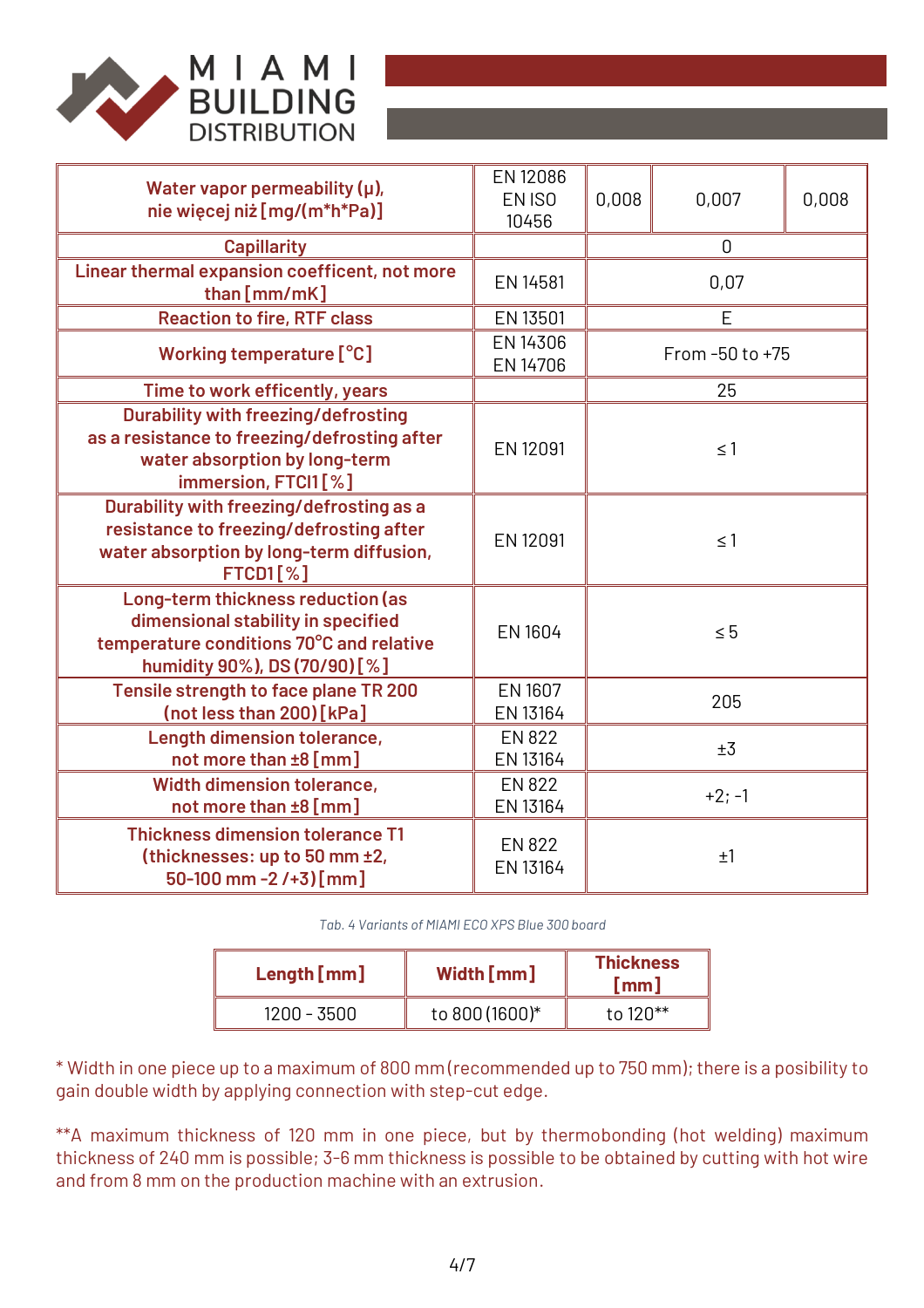| | | | | |
|---|---|---|---|---|
| Water vapor permeability (μ), nie więcej niż [mg/(m*h*Pa)] | EN 12086 EN ISO 10456 | 0,008 | 0,007 | 0,008 |
| Capillarity | | 0 | | |
| Linear thermal expansion coefficent, not more than [mm/mK] | EN 14581 | 0,07 | | |
| Reaction to fire, RTF class | EN 13501 | E | | |
| Working temperature [°C] | EN 14306 EN 14706 | From -50 to +75 | | |
| Time to work efficently, years | | 25 | | |
| Durability with freezing/defrosting as a resistance to freezing/defrosting after water absorption by long-term immersion, FTCI1 [%] | EN 12091 | ≤ 1 | | |
| Durability with freezing/defrosting as a resistance to freezing/defrosting after water absorption by long-term diffusion, FTCD1 [%] | EN 12091 | ≤ 1 | | |
| Long-term thickness reduction (as dimensional stability in specified temperature conditions 70°C and relative humidity 90%), DS (70/90) [%] | EN 1604 | ≤ 5 | | |
| Tensile strength to face plane TR 200 (not less than 200) [kPa] | EN 1607 EN 13164 | 205 | | |
| Length dimension tolerance, not more than ±8 [mm] | EN 822 EN 13164 | ±3 | | |
| Width dimension tolerance, not more than ±8 [mm] | EN 822 EN 13164 | +2; -1 | | |
| Thickness dimension tolerance T1 (thicknesses: up to 50 mm ±2, 50-100 mm -2 /+3) [mm] | EN 822 EN 13164 | ±1 | | |

*Tab. 4 Variants of MIAMI ECO XPS Blue 300 board*

| Length [mm] | Width [mm] | Thickness [mm] |
|---|---|---|
| 1200 - 3500 | to 800 (1600)* | to 120** |

* Width in one piece up to a maximum of 800 mm (recommended up to 750 mm); there is a posibility to gain double width by applying connection with step-cut edge.

**A maximum thickness of 120 mm in one piece, but by thermobonding (hot welding) maximum thickness of 240 mm is possible; 3-6 mm thickness is possible to be obtained by cutting with hot wire and from 8 mm on the production machine with an extrusion.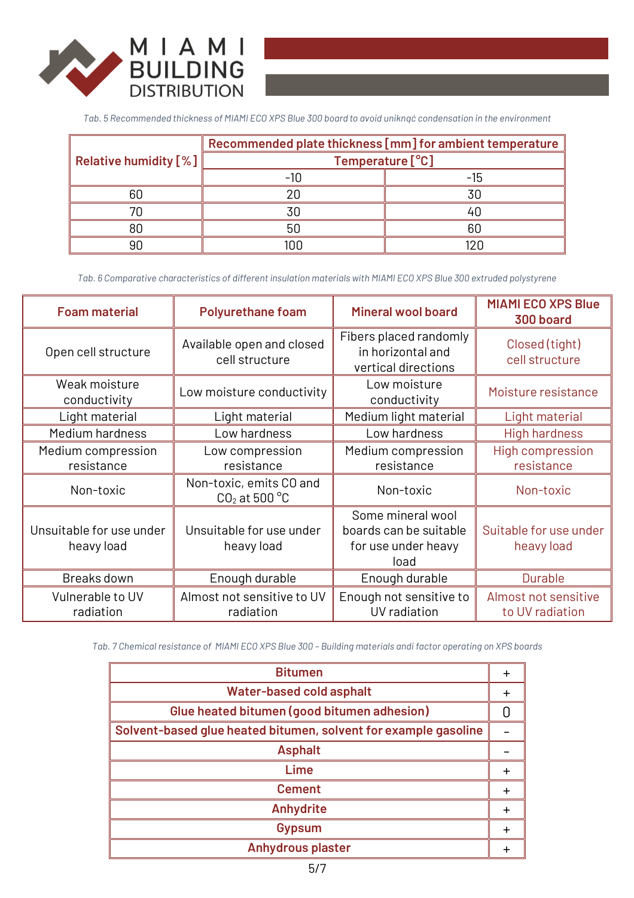*Tab. 5 Recommended thickness of MIAMI ECO XPS Blue 300 board to avoid uniknąć condensation in the environment*

| Relative humidity [%] | Recommended plate thickness [mm] for ambient temperature | |
|---|---|---|
| | Temperature [°C] | |
| | -10 | -15 |
| 60 | 20 | 30 |
| 70 | 30 | 40 |
| 80 | 50 | 60 |
| 90 | 100 | 120 |

*Tab. 6 Comparative characteristics of different insulation materials with MIAMI ECO XPS Blue 300 extruded polystyrene*

| Foam material | Polyurethane foam | Mineral wool board | MIAMI ECO XPS Blue 300 board |
|---|---|---|---|
| Open cell structure | Available open and closed cell structure | Fibers placed randomly in horizontal and vertical directions | Closed (tight) cell structure |
| Weak moisture conductivity | Low moisture conductivity | Low moisture conductivity | Moisture resistance |
| Light material | Light material | Medium light material | Light material |
| Medium hardness | Low hardness | Low hardness | High hardness |
| Medium compression resistance | Low compression resistance | Medium compression resistance | High compression resistance |
| Non-toxic | Non-toxic, emits CO and $CO_2$ at 500 °C | Non-toxic | Non-toxic |
| Unsuitable for use under heavy load | Unsuitable for use under heavy load | Some mineral wool boards can be suitable for use under heavy load | Suitable for use under heavy load |
| Breaks down | Enough durable | Enough durable | Durable |
| Vulnerable to UV radiation | Almost not sensitive to UV radiation | Enough not sensitive to UV radiation | Almost not sensitive to UV radiation |

*Tab. 7 Chemical resistance of MIAMI ECO XPS Blue 300 – Building materials andi factor operating on XPS boards*

| Material | |
|---|---|
| Bitumen | + |
| Water-based cold asphalt | + |
| Glue heated bitumen (good bitumen adhesion) | 0 |
| Solvent-based glue heated bitumen, solvent for example gasoline | – |
| Asphalt | – |
| Lime | + |
| Cement | + |
| Anhydrite | + |
| Gypsum | + |
| Anhydrous plaster | + |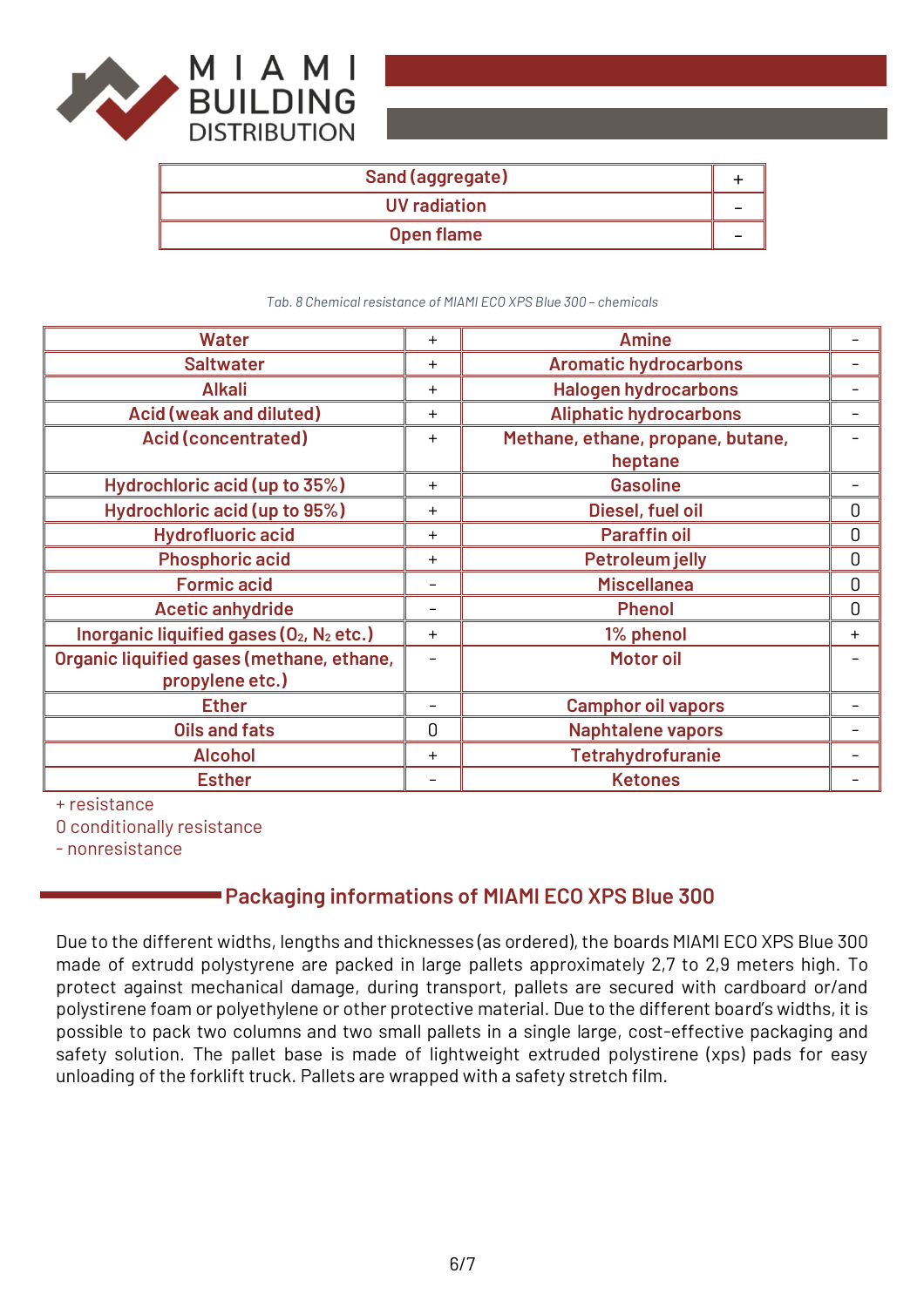| Sand (aggregate) | + |
|---|---|
| UV radiation | – |
| Open flame | – |

*Tab. 8 Chemical resistance of MIAMI ECO XPS Blue 300 – chemicals*

| Water | + | Amine | – |
|---|---|---|---|
| Saltwater | + | Aromatic hydrocarbons | – |
| Alkali | + | Halogen hydrocarbons | – |
| Acid (weak and diluted) | + | Aliphatic hydrocarbons | – |
| Acid (concentrated) | + | Methane, ethane, propane, butane, heptane | – |
| Hydrochloric acid (up to 35%) | + | Gasoline | – |
| Hydrochloric acid (up to 95%) | + | Diesel, fuel oil | 0 |
| Hydrofluoric acid | + | Paraffin oil | 0 |
| Phosphoric acid | + | Petroleum jelly | 0 |
| Formic acid | – | Miscellanea | 0 |
| Acetic anhydride | – | Phenol | 0 |
| Inorganic liquified gases ($O_2$, $N_2$ etc.) | + | 1% phenol | + |
| Organic liquified gases (methane, ethane, propylene etc.) | – | Motor oil | – |
| Ether | – | Camphor oil vapors | – |
| Oils and fats | 0 | Naphtalene vapors | – |
| Alcohol | + | Tetrahydrofuranie | – |
| Esther | – | Ketones | – |

+ resistance
0 conditionally resistance
- nonresistance

## Packaging informations of MIAMI ECO XPS Blue 300

Due to the different widths, lengths and thicknesses (as ordered), the boards MIAMI ECO XPS Blue 300 made of extrudd polystyrene are packed in large pallets approximately 2,7 to 2,9 meters high. To protect against mechanical damage, during transport, pallets are secured with cardboard or/and polystirene foam or polyethylene or other protective material. Due to the different board's widths, it is possible to pack two columns and two small pallets in a single large, cost-effective packaging and safety solution. The pallet base is made of lightweight extruded polystirene (xps) pads for easy unloading of the forklift truck. Pallets are wrapped with a safety stretch film.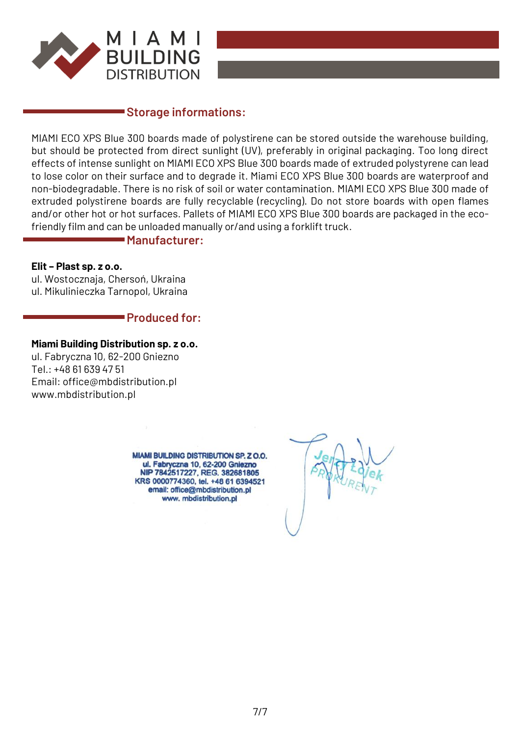## Storage informations:

MIAMI ECO XPS Blue 300 boards made of polystirene can be stored outside the warehouse building, but should be protected from direct sunlight (UV), preferably in original packaging. Too long direct effects of intense sunlight on MIAMI ECO XPS Blue 300 boards made of extruded polystyrene can lead to lose color on their surface and to degrade it. Miami ECO XPS Blue 300 boards are waterproof and non-biodegradable. There is no risk of soil or water contamination. MIAMI ECO XPS Blue 300 made of extruded polystirene boards are fully recyclable (recycling). Do not store boards with open flames and/or other hot or hot surfaces. Pallets of MIAMI ECO XPS Blue 300 boards are packaged in the eco-friendly film and can be unloaded manually or/and using a forklift truck.

## Manufacturer:

**Elit – Plast sp. z o.o.**
ul. Wostocznaja, Chersoń, Ukraina
ul. Mikulinieczka Tarnopol, Ukraina

## Produced for:

**Miami Building Distribution sp. z o.o.**
ul. Fabryczna 10, 62-200 Gniezno
Tel.: +48 61 639 47 51
Email: office@mbdistribution.pl
www.mbdistribution.pl

MIAMI BUILDING DISTRIBUTION SP. Z O.O.
ul. Fabryczna 10, 62-200 Gniezno
NIP 7842517227, REG. 382681805
KRS 0000774360, tel. +48 61 6394521
email: office@mbdistribution.pl
www. mbdistribution.pl

Jerzy Łojek
PROKURENT